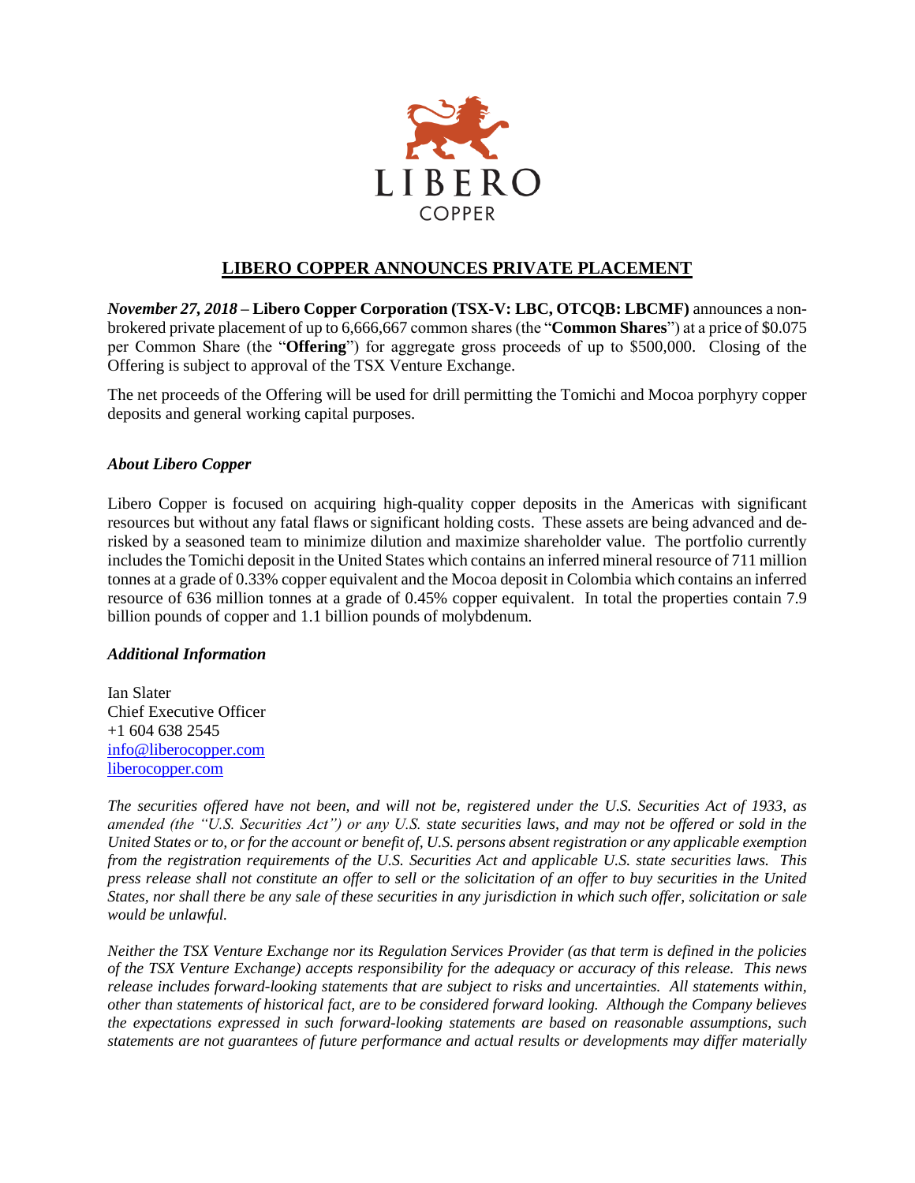LIBERO

COPPER

# LIBERO COPPER ANNOUNCES PRIVATE PLACEMENT

***November 27, 2018*** **– Libero Copper Corporation (TSX-V: LBC, OTCQB: LBCMF)** announces a non-brokered private placement of up to 6,666,667 common shares (the "**Common Shares**") at a price of $0.075 per Common Share (the "**Offering**") for aggregate gross proceeds of up to $500,000. Closing of the Offering is subject to approval of the TSX Venture Exchange.

The net proceeds of the Offering will be used for drill permitting the Tomichi and Mocoa porphyry copper deposits and general working capital purposes.

### *About Libero Copper*

Libero Copper is focused on acquiring high-quality copper deposits in the Americas with significant resources but without any fatal flaws or significant holding costs. These assets are being advanced and de-risked by a seasoned team to minimize dilution and maximize shareholder value. The portfolio currently includes the Tomichi deposit in the United States which contains an inferred mineral resource of 711 million tonnes at a grade of 0.33% copper equivalent and the Mocoa deposit in Colombia which contains an inferred resource of 636 million tonnes at a grade of 0.45% copper equivalent. In total the properties contain 7.9 billion pounds of copper and 1.1 billion pounds of molybdenum.

### *Additional Information*

Ian Slater
Chief Executive Officer
+1 604 638 2545
info@liberocopper.com
liberocopper.com

*The securities offered have not been, and will not be, registered under the U.S. Securities Act of 1933, as amended (the "U.S. Securities Act") or any U.S. state securities laws, and may not be offered or sold in the United States or to, or for the account or benefit of, U.S. persons absent registration or any applicable exemption from the registration requirements of the U.S. Securities Act and applicable U.S. state securities laws. This press release shall not constitute an offer to sell or the solicitation of an offer to buy securities in the United States, nor shall there be any sale of these securities in any jurisdiction in which such offer, solicitation or sale would be unlawful.*

*Neither the TSX Venture Exchange nor its Regulation Services Provider (as that term is defined in the policies of the TSX Venture Exchange) accepts responsibility for the adequacy or accuracy of this release. This news release includes forward-looking statements that are subject to risks and uncertainties. All statements within, other than statements of historical fact, are to be considered forward looking. Although the Company believes the expectations expressed in such forward-looking statements are based on reasonable assumptions, such statements are not guarantees of future performance and actual results or developments may differ materially*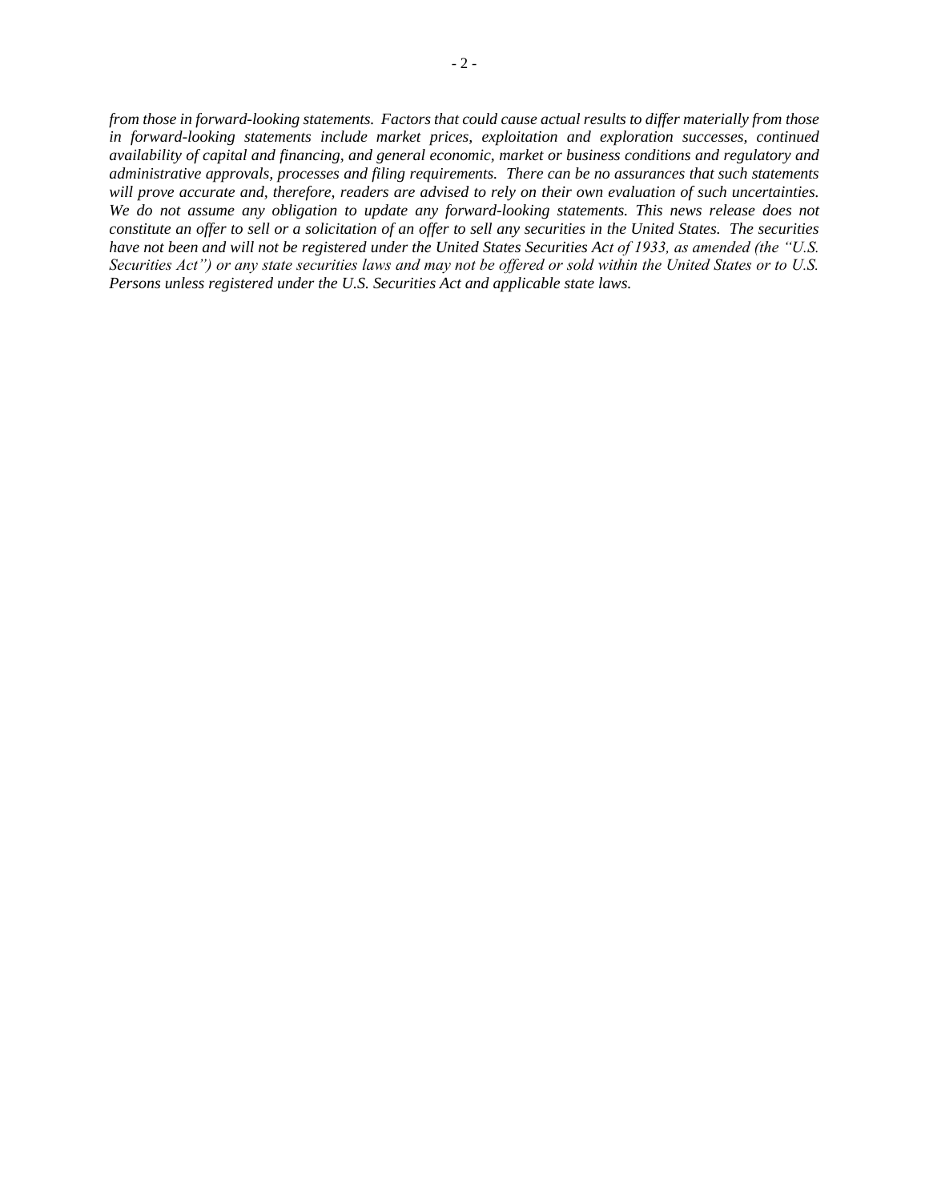*from those in forward-looking statements. Factors that could cause actual results to differ materially from those in forward-looking statements include market prices, exploitation and exploration successes, continued availability of capital and financing, and general economic, market or business conditions and regulatory and administrative approvals, processes and filing requirements. There can be no assurances that such statements will prove accurate and, therefore, readers are advised to rely on their own evaluation of such uncertainties. We do not assume any obligation to update any forward-looking statements. This news release does not constitute an offer to sell or a solicitation of an offer to sell any securities in the United States. The securities have not been and will not be registered under the United States Securities Act of 1933, as amended (the "U.S. Securities Act") or any state securities laws and may not be offered or sold within the United States or to U.S. Persons unless registered under the U.S. Securities Act and applicable state laws.*